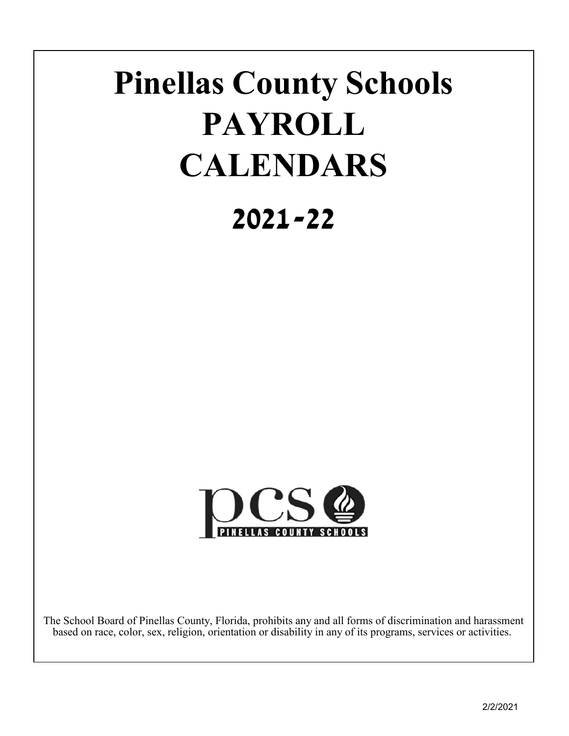# Pinellas County Schools PAYROLL CALENDARS

## 2021-22

pcs PINELLAS COUNTY SCHOOLS

The School Board of Pinellas County, Florida, prohibits any and all forms of discrimination and harassment based on race, color, sex, religion, orientation or disability in any of its programs, services or activities.

2/2/2021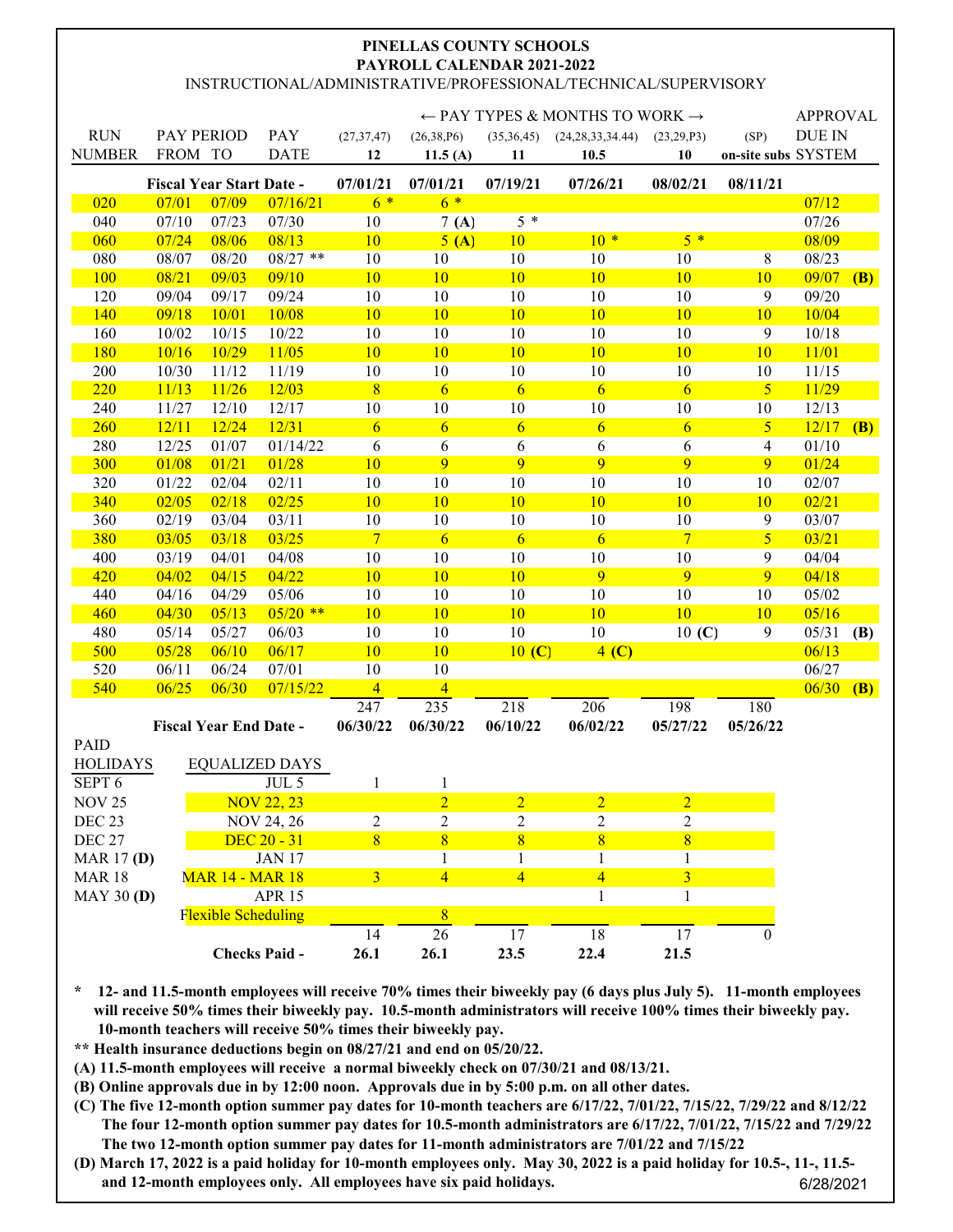**PINELLAS COUNTY SCHOOLS**
**PAYROLL CALENDAR 2021-2022**
INSTRUCTIONAL/ADMINISTRATIVE/PROFESSIONAL/TECHNICAL/SUPERVISORY

| RUN NUMBER | PAY PERIOD FROM | PAY PERIOD TO | PAY DATE | (27,37,47) 12 | (26,38,P6) 11.5 (A) | (35,36,45) 11 | (24,28,33,34.44) 10.5 | (23,29,P3) 10 | (SP) on-site subs | APPROVAL DUE IN SYSTEM |
|---|---|---|---|---|---|---|---|---|---|---|
| | | | | ← PAY TYPES & MONTHS TO WORK → | | | | | | |
| | **Fiscal Year Start Date -** | | | **07/01/21** | **07/01/21** | **07/19/21** | **07/26/21** | **08/02/21** | **08/11/21** | |
| 020 | 07/01 | 07/09 | 07/16/21 | 6 * | 6 * | | | | | 07/12 |
| 040 | 07/10 | 07/23 | 07/30 | 10 | 7 **(A)** | 5 * | | | | 07/26 |
| 060 | 07/24 | 08/06 | 08/13 | 10 | 5 **(A)** | 10 | 10 * | 5 * | | 08/09 |
| 080 | 08/07 | 08/20 | 08/27 ** | 10 | 10 | 10 | 10 | 10 | 8 | 08/23 |
| 100 | 08/21 | 09/03 | 09/10 | 10 | 10 | 10 | 10 | 10 | 10 | 09/07 **(B)** |
| 120 | 09/04 | 09/17 | 09/24 | 10 | 10 | 10 | 10 | 10 | 9 | 09/20 |
| 140 | 09/18 | 10/01 | 10/08 | 10 | 10 | 10 | 10 | 10 | 10 | 10/04 |
| 160 | 10/02 | 10/15 | 10/22 | 10 | 10 | 10 | 10 | 10 | 9 | 10/18 |
| 180 | 10/16 | 10/29 | 11/05 | 10 | 10 | 10 | 10 | 10 | 10 | 11/01 |
| 200 | 10/30 | 11/12 | 11/19 | 10 | 10 | 10 | 10 | 10 | 10 | 11/15 |
| 220 | 11/13 | 11/26 | 12/03 | 8 | 6 | 6 | 6 | 6 | 5 | 11/29 |
| 240 | 11/27 | 12/10 | 12/17 | 10 | 10 | 10 | 10 | 10 | 10 | 12/13 |
| 260 | 12/11 | 12/24 | 12/31 | 6 | 6 | 6 | 6 | 6 | 5 | 12/17 **(B)** |
| 280 | 12/25 | 01/07 | 01/14/22 | 6 | 6 | 6 | 6 | 6 | 4 | 01/10 |
| 300 | 01/08 | 01/21 | 01/28 | 10 | 9 | 9 | 9 | 9 | 9 | 01/24 |
| 320 | 01/22 | 02/04 | 02/11 | 10 | 10 | 10 | 10 | 10 | 10 | 02/07 |
| 340 | 02/05 | 02/18 | 02/25 | 10 | 10 | 10 | 10 | 10 | 10 | 02/21 |
| 360 | 02/19 | 03/04 | 03/11 | 10 | 10 | 10 | 10 | 10 | 9 | 03/07 |
| 380 | 03/05 | 03/18 | 03/25 | 7 | 6 | 6 | 6 | 7 | 5 | 03/21 |
| 400 | 03/19 | 04/01 | 04/08 | 10 | 10 | 10 | 10 | 10 | 9 | 04/04 |
| 420 | 04/02 | 04/15 | 04/22 | 10 | 10 | 10 | 9 | 9 | 9 | 04/18 |
| 440 | 04/16 | 04/29 | 05/06 | 10 | 10 | 10 | 10 | 10 | 10 | 05/02 |
| 460 | 04/30 | 05/13 | 05/20 ** | 10 | 10 | 10 | 10 | 10 | 10 | 05/16 |
| 480 | 05/14 | 05/27 | 06/03 | 10 | 10 | 10 | 10 | 10 **(C)** | 9 | 05/31 **(B)** |
| 500 | 05/28 | 06/10 | 06/17 | 10 | 10 | 10 **(C)** | 4 **(C)** | | | 06/13 |
| 520 | 06/11 | 06/24 | 07/01 | 10 | 10 | | | | | 06/27 |
| 540 | 06/25 | 06/30 | 07/15/22 | 4 | 4 | | | | | 06/30 **(B)** |
| | | | | 247 | 235 | 218 | 206 | 198 | 180 | |
| | **Fiscal Year End Date -** | | | **06/30/22** | **06/30/22** | **06/10/22** | **06/02/22** | **05/27/22** | **05/26/22** | |

| PAID HOLIDAYS | EQUALIZED DAYS | 12 | 11.5 (A) | 11 | 10.5 | 10 | on-site subs |
|---|---|---|---|---|---|---|---|
| SEPT 6 | JUL 5 | 1 | 1 | | | | |
| NOV 25 | NOV 22, 23 | | 2 | 2 | 2 | 2 | |
| DEC 23 | NOV 24, 26 | 2 | 2 | 2 | 2 | 2 | |
| DEC 27 | DEC 20 - 31 | 8 | 8 | 8 | 8 | 8 | |
| MAR 17 **(D)** | JAN 17 | | 1 | 1 | 1 | 1 | |
| MAR 18 | MAR 14 - MAR 18 | 3 | 4 | 4 | 4 | 3 | |
| MAY 30 **(D)** | APR 15 | | | | 1 | 1 | |
| | Flexible Scheduling | | 8 | | | | |
| | | 14 | 26 | 17 | 18 | 17 | 0 |
| | **Checks Paid -** | **26.1** | **26.1** | **23.5** | **22.4** | **21.5** | |

**\* 12- and 11.5-month employees will receive 70% times their biweekly pay (6 days plus July 5). 11-month employees will receive 50% times their biweekly pay. 10.5-month administrators will receive 100% times their biweekly pay. 10-month teachers will receive 50% times their biweekly pay.**

**\*\* Health insurance deductions begin on 08/27/21 and end on 05/20/22.**

**(A) 11.5-month employees will receive a normal biweekly check on 07/30/21 and 08/13/21.**

**(B) Online approvals due in by 12:00 noon. Approvals due in by 5:00 p.m. on all other dates.**

**(C) The five 12-month option summer pay dates for 10-month teachers are 6/17/22, 7/01/22, 7/15/22, 7/29/22 and 8/12/22. The four 12-month option summer pay dates for 10.5-month administrators are 6/17/22, 7/01/22, 7/15/22 and 7/29/22. The two 12-month option summer pay dates for 11-month administrators are 7/01/22 and 7/15/22**

**(D) March 17, 2022 is a paid holiday for 10-month employees only. May 30, 2022 is a paid holiday for 10.5-, 11-, 11.5- and 12-month employees only. All employees have six paid holidays.**

6/28/2021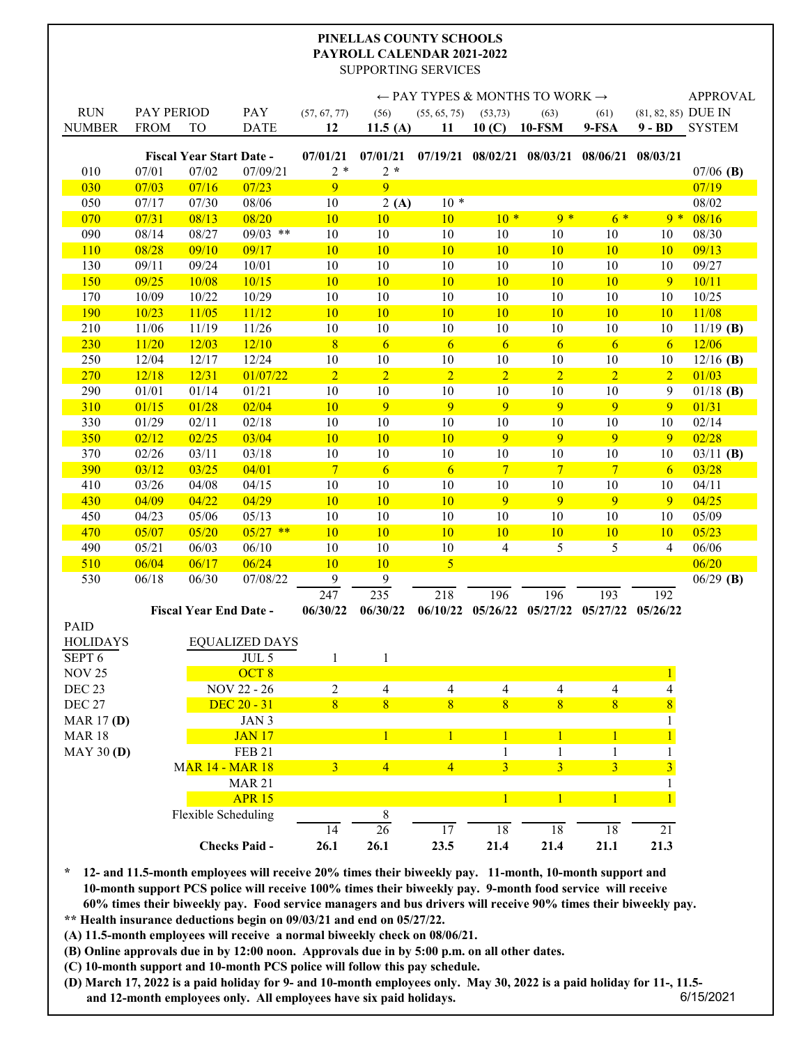# PINELLAS COUNTY SCHOOLS
## PAYROLL CALENDAR 2021-2022
### SUPPORTING SERVICES

| RUN NUMBER | PAY PERIOD FROM | TO | PAY DATE | (57, 67, 77) 12 | (56) 11.5 (A) | (55, 65, 75) 11 | (53,73) 10 (C) | (63) 10-FSM | (61) 9-FSA | (81, 82, 85) 9 - BD | APPROVAL DUE IN SYSTEM |
|---|---|---|---|---|---|---|---|---|---|---|---|
| | | | | ← PAY TYPES & MONTHS TO WORK → | | | | | | | |
| | Fiscal Year Start Date - | | | 07/01/21 | 07/01/21 | 07/19/21 | 08/02/21 | 08/03/21 | 08/06/21 | 08/03/21 | |
| 010 | 07/01 | 07/02 | 07/09/21 | 2 * | 2 * | | | | | | 07/06 **(B)** |
| 030 | 07/03 | 07/16 | 07/23 | 9 | 9 | | | | | | 07/19 |
| 050 | 07/17 | 07/30 | 08/06 | 10 | 2 **(A)** | 10 * | | | | | 08/02 |
| 070 | 07/31 | 08/13 | 08/20 | 10 | 10 | 10 | 10 * | 9 * | 6 * | 9 * | 08/16 |
| 090 | 08/14 | 08/27 | 09/03 ** | 10 | 10 | 10 | 10 | 10 | 10 | 10 | 08/30 |
| 110 | 08/28 | 09/10 | 09/17 | 10 | 10 | 10 | 10 | 10 | 10 | 10 | 09/13 |
| 130 | 09/11 | 09/24 | 10/01 | 10 | 10 | 10 | 10 | 10 | 10 | 10 | 09/27 |
| 150 | 09/25 | 10/08 | 10/15 | 10 | 10 | 10 | 10 | 10 | 10 | 9 | 10/11 |
| 170 | 10/09 | 10/22 | 10/29 | 10 | 10 | 10 | 10 | 10 | 10 | 10 | 10/25 |
| 190 | 10/23 | 11/05 | 11/12 | 10 | 10 | 10 | 10 | 10 | 10 | 10 | 11/08 |
| 210 | 11/06 | 11/19 | 11/26 | 10 | 10 | 10 | 10 | 10 | 10 | 10 | 11/19 **(B)** |
| 230 | 11/20 | 12/03 | 12/10 | 8 | 6 | 6 | 6 | 6 | 6 | 6 | 12/06 |
| 250 | 12/04 | 12/17 | 12/24 | 10 | 10 | 10 | 10 | 10 | 10 | 10 | 12/16 **(B)** |
| 270 | 12/18 | 12/31 | 01/07/22 | 2 | 2 | 2 | 2 | 2 | 2 | 2 | 01/03 |
| 290 | 01/01 | 01/14 | 01/21 | 10 | 10 | 10 | 10 | 10 | 10 | 9 | 01/18 **(B)** |
| 310 | 01/15 | 01/28 | 02/04 | 10 | 9 | 9 | 9 | 9 | 9 | 9 | 01/31 |
| 330 | 01/29 | 02/11 | 02/18 | 10 | 10 | 10 | 10 | 10 | 10 | 10 | 02/14 |
| 350 | 02/12 | 02/25 | 03/04 | 10 | 10 | 10 | 9 | 9 | 9 | 9 | 02/28 |
| 370 | 02/26 | 03/11 | 03/18 | 10 | 10 | 10 | 10 | 10 | 10 | 10 | 03/11 **(B)** |
| 390 | 03/12 | 03/25 | 04/01 | 7 | 6 | 6 | 7 | 7 | 7 | 6 | 03/28 |
| 410 | 03/26 | 04/08 | 04/15 | 10 | 10 | 10 | 10 | 10 | 10 | 10 | 04/11 |
| 430 | 04/09 | 04/22 | 04/29 | 10 | 10 | 10 | 9 | 9 | 9 | 9 | 04/25 |
| 450 | 04/23 | 05/06 | 05/13 | 10 | 10 | 10 | 10 | 10 | 10 | 10 | 05/09 |
| 470 | 05/07 | 05/20 | 05/27 ** | 10 | 10 | 10 | 10 | 10 | 10 | 10 | 05/23 |
| 490 | 05/21 | 06/03 | 06/10 | 10 | 10 | 10 | 4 | 5 | 5 | 4 | 06/06 |
| 510 | 06/04 | 06/17 | 06/24 | 10 | 10 | 5 | | | | | 06/20 |
| 530 | 06/18 | 06/30 | 07/08/22 | 9 | 9 | | | | | | 06/29 **(B)** |
| | | | | 247 | 235 | 218 | 196 | 196 | 193 | 192 | |
| | Fiscal Year End Date - | | | 06/30/22 | 06/30/22 | 06/10/22 | 05/26/22 | 05/27/22 | 05/27/22 | 05/26/22 | |

| PAID HOLIDAYS | EQUALIZED DAYS | 12 | 11.5 (A) | 11 | 10 (C) | 10-FSM | 9-FSA | 9 - BD |
|---|---|---|---|---|---|---|---|---|
| SEPT 6 | JUL 5 | 1 | 1 | | | | | |
| NOV 25 | OCT 8 | | | | | | | 1 |
| DEC 23 | NOV 22 - 26 | 2 | 4 | 4 | 4 | 4 | 4 | 4 |
| DEC 27 | DEC 20 - 31 | 8 | 8 | 8 | 8 | 8 | 8 | 8 |
| MAR 17 **(D)** | JAN 3 | | | | | | | 1 |
| MAR 18 | JAN 17 | | 1 | 1 | 1 | 1 | 1 | 1 |
| MAY 30 **(D)** | FEB 21 | | | | 1 | 1 | 1 | 1 |
| | MAR 14 - MAR 18 | 3 | 4 | 4 | 3 | 3 | 3 | 3 |
| | MAR 21 | | | | | | | 1 |
| | APR 15 | | | | 1 | 1 | 1 | 1 |
| | Flexible Scheduling | | 8 | | | | | |
| | | 14 | 26 | 17 | 18 | 18 | 18 | 21 |
| | **Checks Paid -** | **26.1** | **26.1** | **23.5** | **21.4** | **21.4** | **21.1** | **21.3** |

**\* 12- and 11.5-month employees will receive 20% times their biweekly pay. 11-month, 10-month support and 10-month support PCS police will receive 100% times their biweekly pay. 9-month food service will receive 60% times their biweekly pay. Food service managers and bus drivers will receive 90% times their biweekly pay.**

**\*\* Health insurance deductions begin on 09/03/21 and end on 05/27/22.**

**(A) 11.5-month employees will receive a normal biweekly check on 08/06/21.**

**(B) Online approvals due in by 12:00 noon. Approvals due in by 5:00 p.m. on all other dates.**

**(C) 10-month support and 10-month PCS police will follow this pay schedule.**

**(D) March 17, 2022 is a paid holiday for 9- and 10-month employees only. May 30, 2022 is a paid holiday for 11-, 11.5- and 12-month employees only. All employees have six paid holidays.**

6/15/2021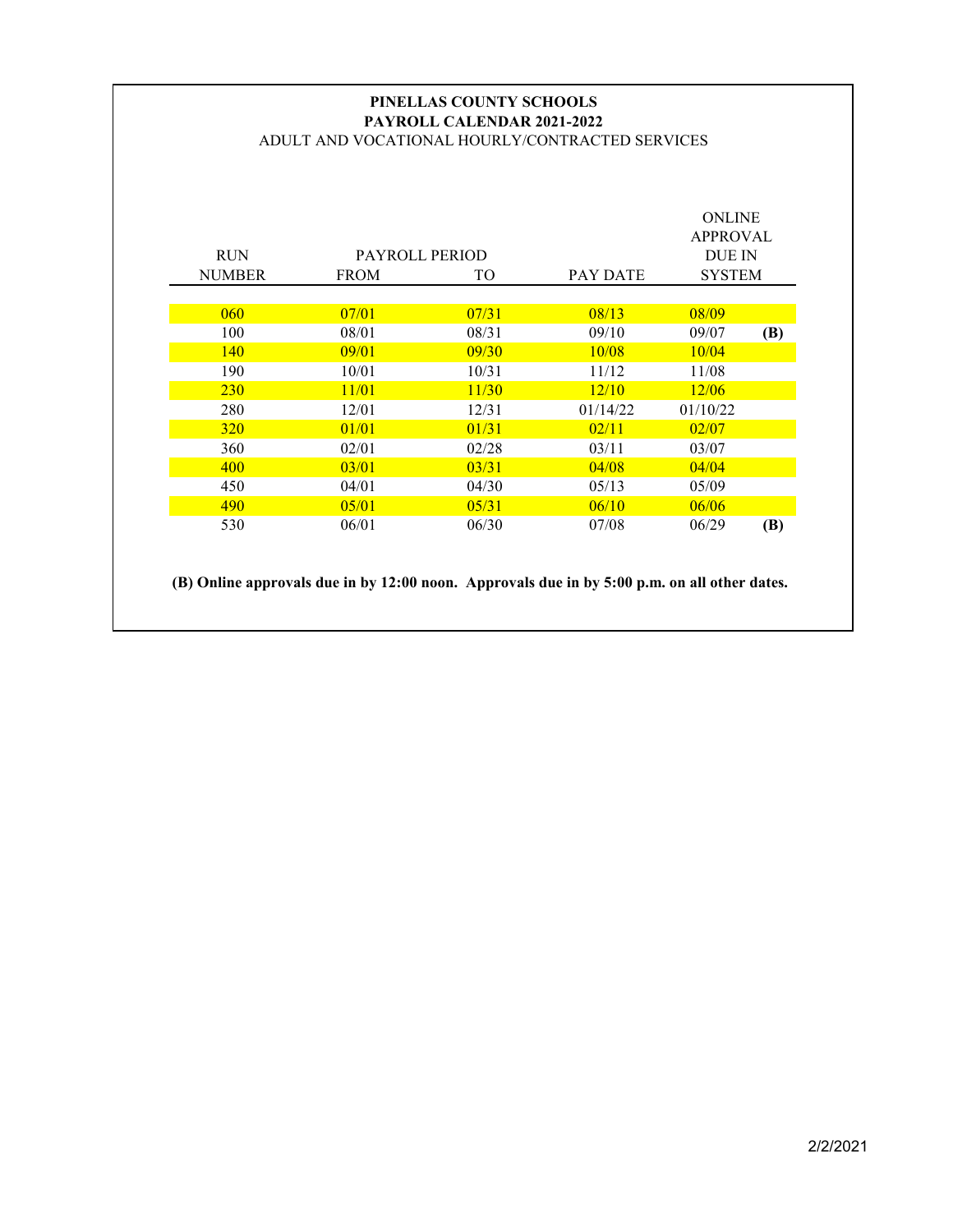**PINELLAS COUNTY SCHOOLS**
**PAYROLL CALENDAR 2021-2022**
ADULT AND VOCATIONAL HOURLY/CONTRACTED SERVICES

| RUN NUMBER | PAYROLL PERIOD FROM | TO | PAY DATE | ONLINE APPROVAL DUE IN SYSTEM | |
|---|---|---|---|---|---|
| 060 | 07/01 | 07/31 | 08/13 | 08/09 | |
| 100 | 08/01 | 08/31 | 09/10 | 09/07 | **(B)** |
| 140 | 09/01 | 09/30 | 10/08 | 10/04 | |
| 190 | 10/01 | 10/31 | 11/12 | 11/08 | |
| 230 | 11/01 | 11/30 | 12/10 | 12/06 | |
| 280 | 12/01 | 12/31 | 01/14/22 | 01/10/22 | |
| 320 | 01/01 | 01/31 | 02/11 | 02/07 | |
| 360 | 02/01 | 02/28 | 03/11 | 03/07 | |
| 400 | 03/01 | 03/31 | 04/08 | 04/04 | |
| 450 | 04/01 | 04/30 | 05/13 | 05/09 | |
| 490 | 05/01 | 05/31 | 06/10 | 06/06 | |
| 530 | 06/01 | 06/30 | 07/08 | 06/29 | **(B)** |

**(B) Online approvals due in by 12:00 noon. Approvals due in by 5:00 p.m. on all other dates.**

2/2/2021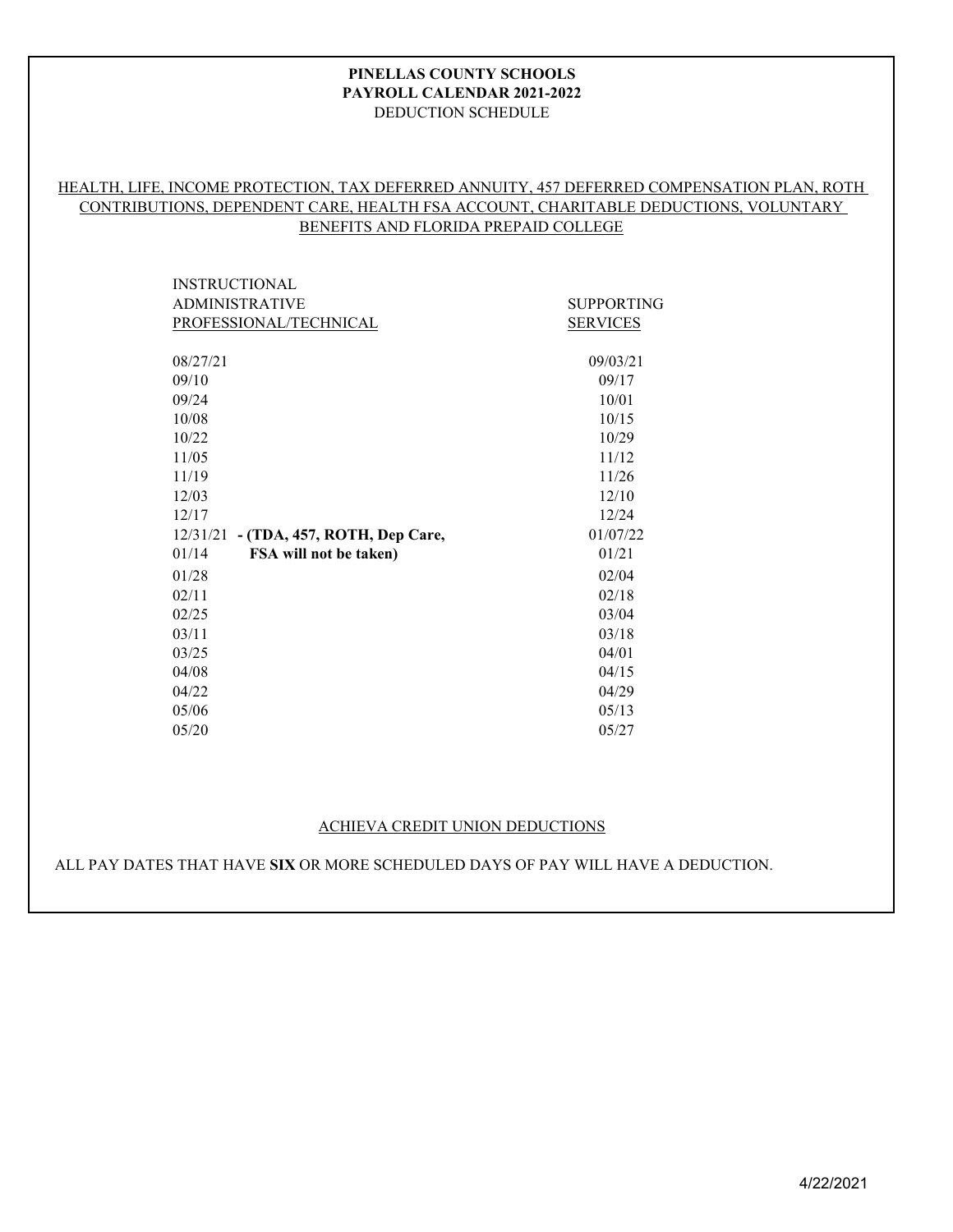**PINELLAS COUNTY SCHOOLS**
**PAYROLL CALENDAR 2021-2022**
DEDUCTION SCHEDULE

HEALTH, LIFE, INCOME PROTECTION, TAX DEFERRED ANNUITY, 457 DEFERRED COMPENSATION PLAN, ROTH CONTRIBUTIONS, DEPENDENT CARE, HEALTH FSA ACCOUNT, CHARITABLE DEDUCTIONS, VOLUNTARY BENEFITS AND FLORIDA PREPAID COLLEGE

| INSTRUCTIONAL ADMINISTRATIVE PROFESSIONAL/TECHNICAL | SUPPORTING SERVICES |
|---|---|
| 08/27/21 | 09/03/21 |
| 09/10 | 09/17 |
| 09/24 | 10/01 |
| 10/08 | 10/15 |
| 10/22 | 10/29 |
| 11/05 | 11/12 |
| 11/19 | 11/26 |
| 12/03 | 12/10 |
| 12/17 | 12/24 |
| 12/31/21 **- (TDA, 457, ROTH, Dep Care,** | 01/07/22 |
| 01/14 **FSA will not be taken)** | 01/21 |
| 01/28 | 02/04 |
| 02/11 | 02/18 |
| 02/25 | 03/04 |
| 03/11 | 03/18 |
| 03/25 | 04/01 |
| 04/08 | 04/15 |
| 04/22 | 04/29 |
| 05/06 | 05/13 |
| 05/20 | 05/27 |

ACHIEVA CREDIT UNION DEDUCTIONS

ALL PAY DATES THAT HAVE **SIX** OR MORE SCHEDULED DAYS OF PAY WILL HAVE A DEDUCTION.

4/22/2021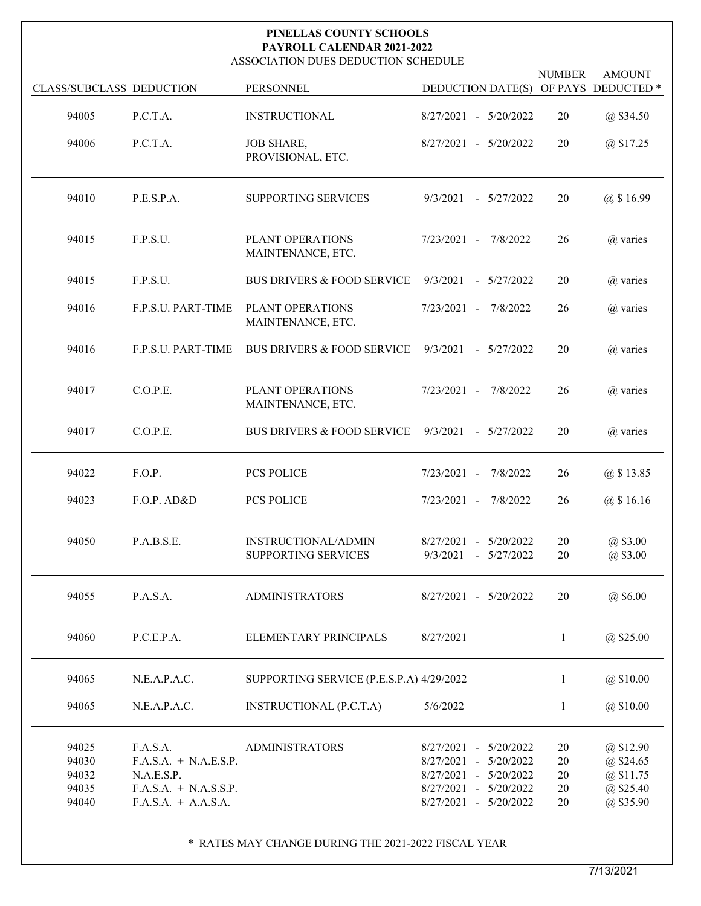# PINELLAS COUNTY SCHOOLS
## PAYROLL CALENDAR 2021-2022
### ASSOCIATION DUES DEDUCTION SCHEDULE

| CLASS/SUBCLASS | DEDUCTION | PERSONNEL | DEDUCTION DATE(S) | NUMBER OF PAYS | AMOUNT DEDUCTED * |
|---|---|---|---|---|---|
| 94005 | P.C.T.A. | INSTRUCTIONAL | 8/27/2021 - 5/20/2022 | 20 | @ $34.50 |
| 94006 | P.C.T.A. | JOB SHARE, PROVISIONAL, ETC. | 8/27/2021 - 5/20/2022 | 20 | @ $17.25 |
| 94010 | P.E.S.P.A. | SUPPORTING SERVICES | 9/3/2021 - 5/27/2022 | 20 | @ $ 16.99 |
| 94015 | F.P.S.U. | PLANT OPERATIONS MAINTENANCE, ETC. | 7/23/2021 - 7/8/2022 | 26 | @ varies |
| 94015 | F.P.S.U. | BUS DRIVERS & FOOD SERVICE | 9/3/2021 - 5/27/2022 | 20 | @ varies |
| 94016 | F.P.S.U. PART-TIME | PLANT OPERATIONS MAINTENANCE, ETC. | 7/23/2021 - 7/8/2022 | 26 | @ varies |
| 94016 | F.P.S.U. PART-TIME | BUS DRIVERS & FOOD SERVICE | 9/3/2021 - 5/27/2022 | 20 | @ varies |
| 94017 | C.O.P.E. | PLANT OPERATIONS MAINTENANCE, ETC. | 7/23/2021 - 7/8/2022 | 26 | @ varies |
| 94017 | C.O.P.E. | BUS DRIVERS & FOOD SERVICE | 9/3/2021 - 5/27/2022 | 20 | @ varies |
| 94022 | F.O.P. | PCS POLICE | 7/23/2021 - 7/8/2022 | 26 | @ $ 13.85 |
| 94023 | F.O.P. AD&D | PCS POLICE | 7/23/2021 - 7/8/2022 | 26 | @ $ 16.16 |
| 94050 | P.A.B.S.E. | INSTRUCTIONAL/ADMIN | 8/27/2021 - 5/20/2022 | 20 | @ $3.00 |
| | | SUPPORTING SERVICES | 9/3/2021 - 5/27/2022 | 20 | @ $3.00 |
| 94055 | P.A.S.A. | ADMINISTRATORS | 8/27/2021 - 5/20/2022 | 20 | @ $6.00 |
| 94060 | P.C.E.P.A. | ELEMENTARY PRINCIPALS | 8/27/2021 | 1 | @ $25.00 |
| 94065 | N.E.A.P.A.C. | SUPPORTING SERVICE (P.E.S.P.A) | 4/29/2022 | 1 | @ $10.00 |
| 94065 | N.E.A.P.A.C. | INSTRUCTIONAL (P.C.T.A) | 5/6/2022 | 1 | @ $10.00 |
| 94025 | F.A.S.A. | ADMINISTRATORS | 8/27/2021 - 5/20/2022 | 20 | @ $12.90 |
| 94030 | F.A.S.A. + N.A.E.S.P. | | 8/27/2021 - 5/20/2022 | 20 | @ $24.65 |
| 94032 | N.A.E.S.P. | | 8/27/2021 - 5/20/2022 | 20 | @ $11.75 |
| 94035 | F.A.S.A. + N.A.S.S.P. | | 8/27/2021 - 5/20/2022 | 20 | @ $25.40 |
| 94040 | F.A.S.A. + A.A.S.A. | | 8/27/2021 - 5/20/2022 | 20 | @ $35.90 |

\* RATES MAY CHANGE DURING THE 2021-2022 FISCAL YEAR

7/13/2021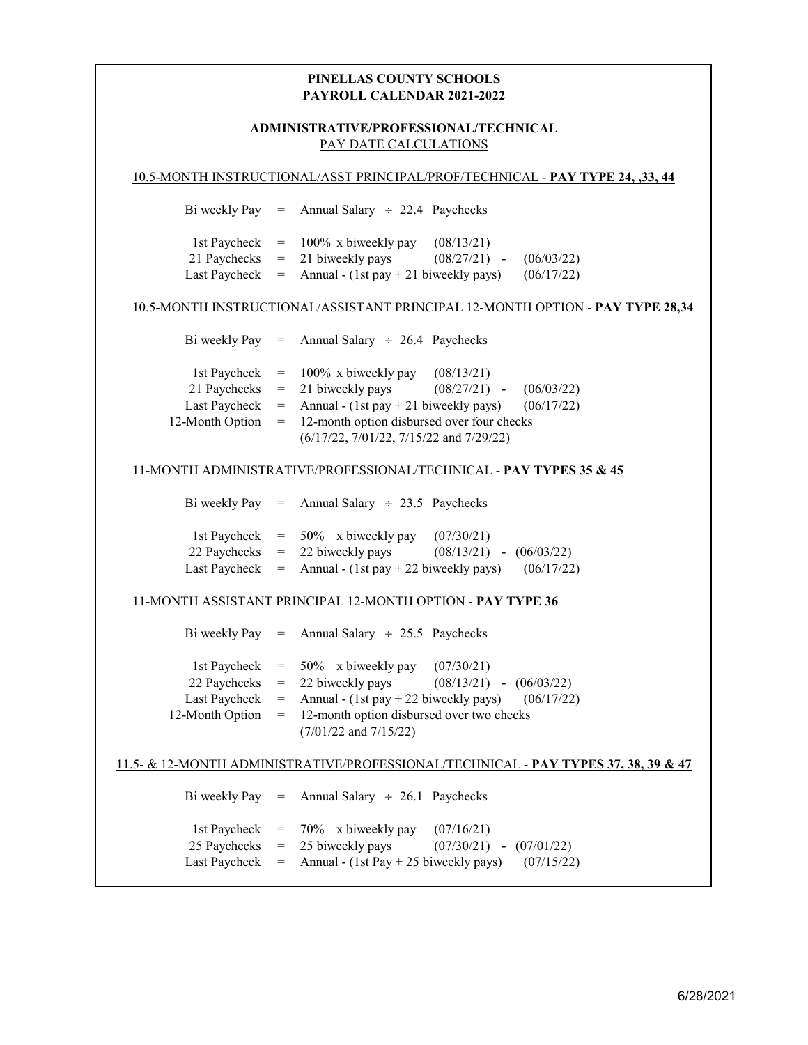# PINELLAS COUNTY SCHOOLS
# PAYROLL CALENDAR 2021-2022

## ADMINISTRATIVE/PROFESSIONAL/TECHNICAL
PAY DATE CALCULATIONS

### 10.5-MONTH INSTRUCTIONAL/ASST PRINCIPAL/PROF/TECHNICAL - **PAY TYPE 24, ,33, 44**

| | | | | |
|---|---|---|---|---|
| Bi weekly Pay | = | Annual Salary ÷ 22.4 Paychecks | | |
| 1st Paycheck | = | 100% x biweekly pay | (08/13/21) | |
| 21 Paychecks | = | 21 biweekly pays | (08/27/21) - | (06/03/22) |
| Last Paycheck | = | Annual - (1st pay + 21 biweekly pays) | | (06/17/22) |

### 10.5-MONTH INSTRUCTIONAL/ASSISTANT PRINCIPAL 12-MONTH OPTION - **PAY TYPE 28,34**

| | | | | |
|---|---|---|---|---|
| Bi weekly Pay | = | Annual Salary ÷ 26.4 Paychecks | | |
| 1st Paycheck | = | 100% x biweekly pay | (08/13/21) | |
| 21 Paychecks | = | 21 biweekly pays | (08/27/21) - | (06/03/22) |
| Last Paycheck | = | Annual - (1st pay + 21 biweekly pays) | | (06/17/22) |
| 12-Month Option | = | 12-month option disbursed over four checks (6/17/22, 7/01/22, 7/15/22 and 7/29/22) | | |

### 11-MONTH ADMINISTRATIVE/PROFESSIONAL/TECHNICAL - **PAY TYPES 35 & 45**

| | | | | |
|---|---|---|---|---|
| Bi weekly Pay | = | Annual Salary ÷ 23.5 Paychecks | | |
| 1st Paycheck | = | 50% x biweekly pay | (07/30/21) | |
| 22 Paychecks | = | 22 biweekly pays | (08/13/21) - | (06/03/22) |
| Last Paycheck | = | Annual - (1st pay + 22 biweekly pays) | | (06/17/22) |

### 11-MONTH ASSISTANT PRINCIPAL 12-MONTH OPTION - **PAY TYPE 36**

| | | | | |
|---|---|---|---|---|
| Bi weekly Pay | = | Annual Salary ÷ 25.5 Paychecks | | |
| 1st Paycheck | = | 50% x biweekly pay | (07/30/21) | |
| 22 Paychecks | = | 22 biweekly pays | (08/13/21) - | (06/03/22) |
| Last Paycheck | = | Annual - (1st pay + 22 biweekly pays) | | (06/17/22) |
| 12-Month Option | = | 12-month option disbursed over two checks (7/01/22 and 7/15/22) | | |

### 11.5- & 12-MONTH ADMINISTRATIVE/PROFESSIONAL/TECHNICAL - **PAY TYPES 37, 38, 39 & 47**

| | | | | |
|---|---|---|---|---|
| Bi weekly Pay | = | Annual Salary ÷ 26.1 Paychecks | | |
| 1st Paycheck | = | 70% x biweekly pay | (07/16/21) | |
| 25 Paychecks | = | 25 biweekly pays | (07/30/21) - | (07/01/22) |
| Last Paycheck | = | Annual - (1st Pay + 25 biweekly pays) | | (07/15/22) |

6/28/2021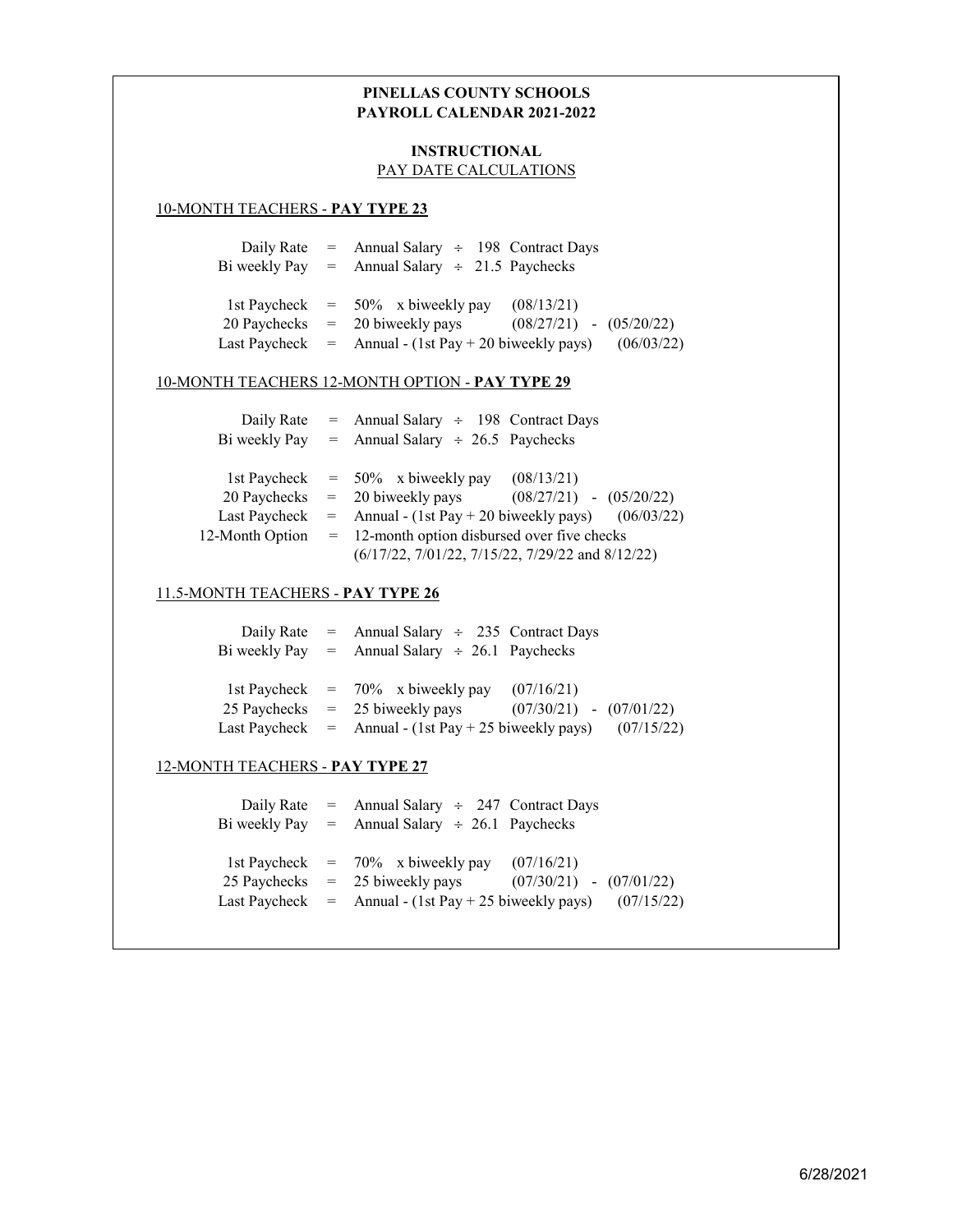**PINELLAS COUNTY SCHOOLS**
**PAYROLL CALENDAR 2021-2022**

**INSTRUCTIONAL**
PAY DATE CALCULATIONS

## 10-MONTH TEACHERS - **PAY TYPE 23**

| | | | |
|---|---|---|---|
| Daily Rate | = | Annual Salary ÷ 198 Contract Days | |
| Bi weekly Pay | = | Annual Salary ÷ 21.5 Paychecks | |
| 1st Paycheck | = | 50% x biweekly pay | (08/13/21) |
| 20 Paychecks | = | 20 biweekly pays | (08/27/21) - (05/20/22) |
| Last Paycheck | = | Annual - (1st Pay + 20 biweekly pays) | (06/03/22) |

## 10-MONTH TEACHERS 12-MONTH OPTION - **PAY TYPE 29**

| | | | |
|---|---|---|---|
| Daily Rate | = | Annual Salary ÷ 198 Contract Days | |
| Bi weekly Pay | = | Annual Salary ÷ 26.5 Paychecks | |
| 1st Paycheck | = | 50% x biweekly pay | (08/13/21) |
| 20 Paychecks | = | 20 biweekly pays | (08/27/21) - (05/20/22) |
| Last Paycheck | = | Annual - (1st Pay + 20 biweekly pays) | (06/03/22) |
| 12-Month Option | = | 12-month option disbursed over five checks (6/17/22, 7/01/22, 7/15/22, 7/29/22 and 8/12/22) | |

## 11.5-MONTH TEACHERS - **PAY TYPE 26**

| | | | |
|---|---|---|---|
| Daily Rate | = | Annual Salary ÷ 235 Contract Days | |
| Bi weekly Pay | = | Annual Salary ÷ 26.1 Paychecks | |
| 1st Paycheck | = | 70% x biweekly pay | (07/16/21) |
| 25 Paychecks | = | 25 biweekly pays | (07/30/21) - (07/01/22) |
| Last Paycheck | = | Annual - (1st Pay + 25 biweekly pays) | (07/15/22) |

## 12-MONTH TEACHERS - **PAY TYPE 27**

| | | | |
|---|---|---|---|
| Daily Rate | = | Annual Salary ÷ 247 Contract Days | |
| Bi weekly Pay | = | Annual Salary ÷ 26.1 Paychecks | |
| 1st Paycheck | = | 70% x biweekly pay | (07/16/21) |
| 25 Paychecks | = | 25 biweekly pays | (07/30/21) - (07/01/22) |
| Last Paycheck | = | Annual - (1st Pay + 25 biweekly pays) | (07/15/22) |

6/28/2021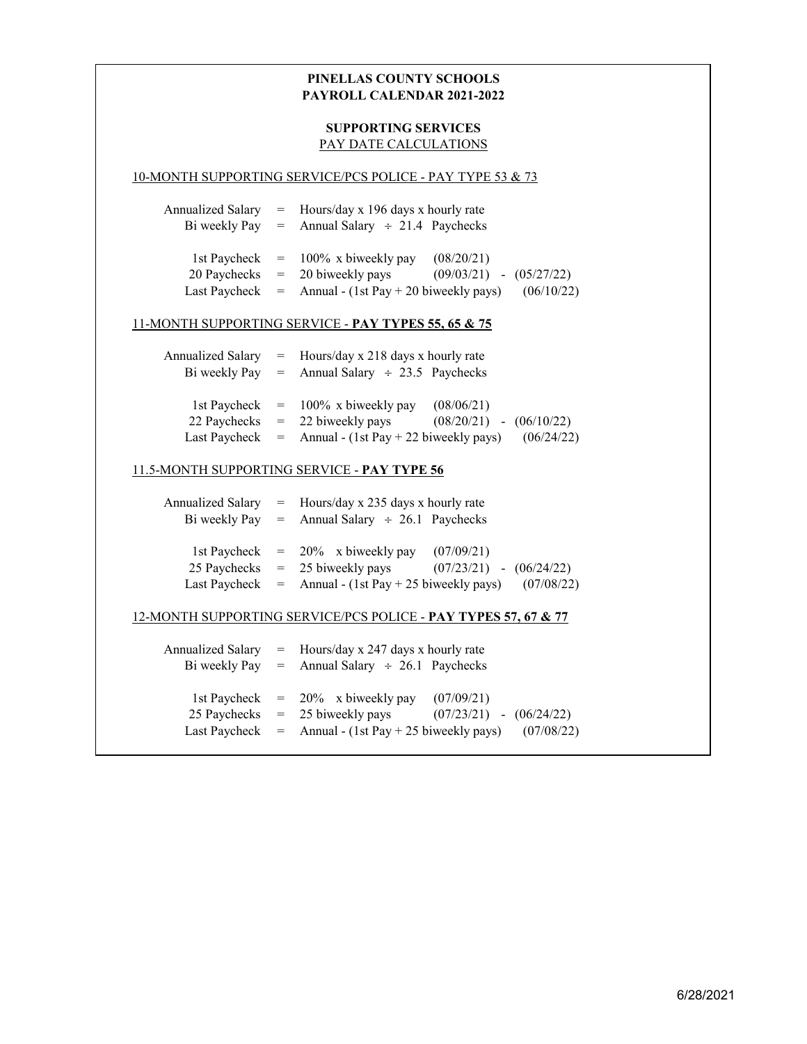# PINELLAS COUNTY SCHOOLS
# PAYROLL CALENDAR 2021-2022

## SUPPORTING SERVICES
PAY DATE CALCULATIONS

### 10-MONTH SUPPORTING SERVICE/PCS POLICE - PAY TYPE 53 & 73

| | | | |
|---|---|---|---|
| Annualized Salary | = | Hours/day x 196 days x hourly rate | |
| Bi weekly Pay | = | Annual Salary ÷ 21.4 Paychecks | |
| 1st Paycheck | = | 100% x biweekly pay | (08/20/21) |
| 20 Paychecks | = | 20 biweekly pays | (09/03/21) - (05/27/22) |
| Last Paycheck | = | Annual - (1st Pay + 20 biweekly pays) | (06/10/22) |

### 11-MONTH SUPPORTING SERVICE - **PAY TYPES 55, 65 & 75**

| | | | |
|---|---|---|---|
| Annualized Salary | = | Hours/day x 218 days x hourly rate | |
| Bi weekly Pay | = | Annual Salary ÷ 23.5 Paychecks | |
| 1st Paycheck | = | 100% x biweekly pay | (08/06/21) |
| 22 Paychecks | = | 22 biweekly pays | (08/20/21) - (06/10/22) |
| Last Paycheck | = | Annual - (1st Pay + 22 biweekly pays) | (06/24/22) |

### 11.5-MONTH SUPPORTING SERVICE - **PAY TYPE 56**

| | | | |
|---|---|---|---|
| Annualized Salary | = | Hours/day x 235 days x hourly rate | |
| Bi weekly Pay | = | Annual Salary ÷ 26.1 Paychecks | |
| 1st Paycheck | = | 20% x biweekly pay | (07/09/21) |
| 25 Paychecks | = | 25 biweekly pays | (07/23/21) - (06/24/22) |
| Last Paycheck | = | Annual - (1st Pay + 25 biweekly pays) | (07/08/22) |

### 12-MONTH SUPPORTING SERVICE/PCS POLICE - **PAY TYPES 57, 67 & 77**

| | | | |
|---|---|---|---|
| Annualized Salary | = | Hours/day x 247 days x hourly rate | |
| Bi weekly Pay | = | Annual Salary ÷ 26.1 Paychecks | |
| 1st Paycheck | = | 20% x biweekly pay | (07/09/21) |
| 25 Paychecks | = | 25 biweekly pays | (07/23/21) - (06/24/22) |
| Last Paycheck | = | Annual - (1st Pay + 25 biweekly pays) | (07/08/22) |

6/28/2021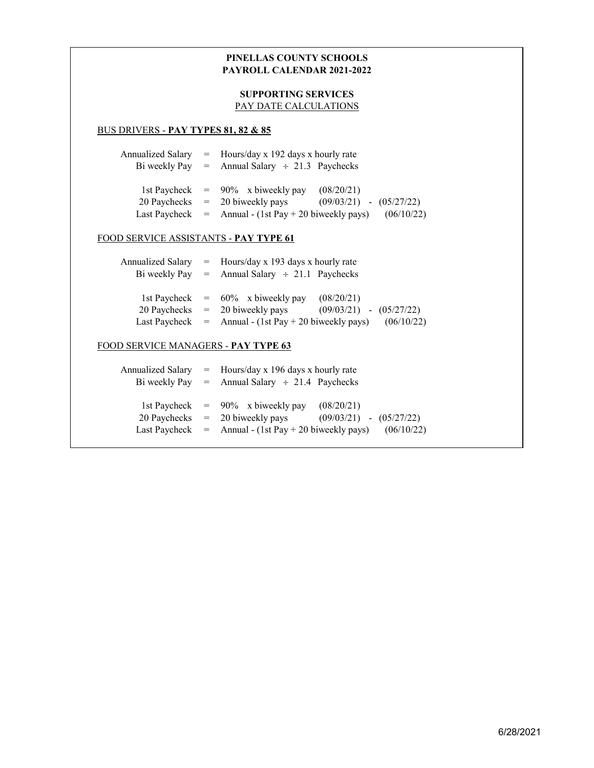# PINELLAS COUNTY SCHOOLS
# PAYROLL CALENDAR 2021-2022

## SUPPORTING SERVICES
PAY DATE CALCULATIONS

### BUS DRIVERS - **PAY TYPES 81, 82 & 85**

| | | | |
|---|---|---|---|
| Annualized Salary | = | Hours/day x 192 days x hourly rate | |
| Bi weekly Pay | = | Annual Salary ÷ 21.3 Paychecks | |
| 1st Paycheck | = | 90% x biweekly pay | (08/20/21) |
| 20 Paychecks | = | 20 biweekly pays | (09/03/21) - (05/27/22) |
| Last Paycheck | = | Annual - (1st Pay + 20 biweekly pays) | (06/10/22) |

### FOOD SERVICE ASSISTANTS - **PAY TYPE 61**

| | | | |
|---|---|---|---|
| Annualized Salary | = | Hours/day x 193 days x hourly rate | |
| Bi weekly Pay | = | Annual Salary ÷ 21.1 Paychecks | |
| 1st Paycheck | = | 60% x biweekly pay | (08/20/21) |
| 20 Paychecks | = | 20 biweekly pays | (09/03/21) - (05/27/22) |
| Last Paycheck | = | Annual - (1st Pay + 20 biweekly pays) | (06/10/22) |

### FOOD SERVICE MANAGERS - **PAY TYPE 63**

| | | | |
|---|---|---|---|
| Annualized Salary | = | Hours/day x 196 days x hourly rate | |
| Bi weekly Pay | = | Annual Salary ÷ 21.4 Paychecks | |
| 1st Paycheck | = | 90% x biweekly pay | (08/20/21) |
| 20 Paychecks | = | 20 biweekly pays | (09/03/21) - (05/27/22) |
| Last Paycheck | = | Annual - (1st Pay + 20 biweekly pays) | (06/10/22) |

6/28/2021